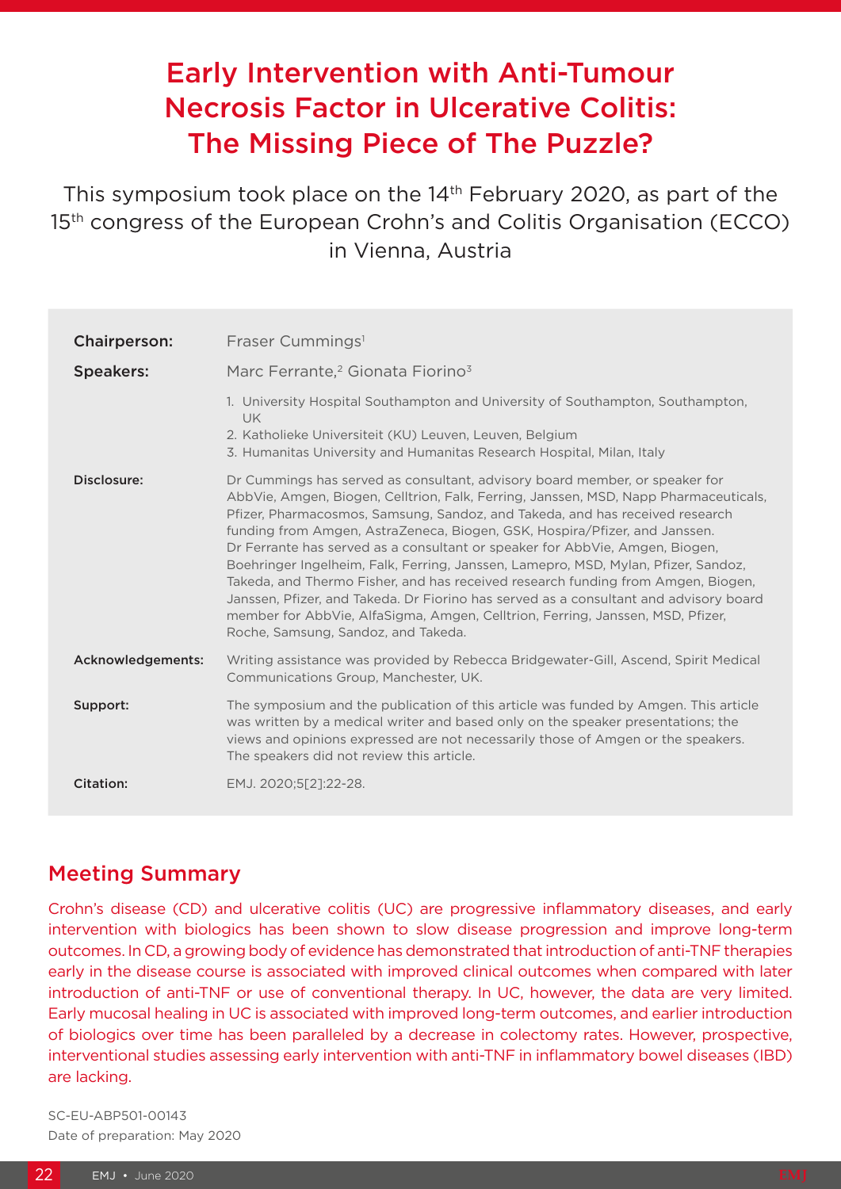# Early Intervention with Anti-Tumour Necrosis Factor in Ulcerative Colitis: The Missing Piece of The Puzzle?

This symposium took place on the 14th February 2020, as part of the 15th congress of the European Crohn's and Colitis Organisation (ECCO) in Vienna, Austria

| | |
|---|---|
| **Chairperson:** | Fraser Cummings[1] |
| **Speakers:** | Marc Ferrante,[2] Gionata Fiorino[3] |
| | 1. University Hospital Southampton and University of Southampton, Southampton, UK<br>2. Katholieke Universiteit (KU) Leuven, Leuven, Belgium<br>3. Humanitas University and Humanitas Research Hospital, Milan, Italy |
| **Disclosure:** | Dr Cummings has served as consultant, advisory board member, or speaker for AbbVie, Amgen, Biogen, Celltrion, Falk, Ferring, Janssen, MSD, Napp Pharmaceuticals, Pfizer, Pharmacosmos, Samsung, Sandoz, and Takeda, and has received research funding from Amgen, AstraZeneca, Biogen, GSK, Hospira/Pfizer, and Janssen. Dr Ferrante has served as a consultant or speaker for AbbVie, Amgen, Biogen, Boehringer Ingelheim, Falk, Ferring, Janssen, Lamepro, MSD, Mylan, Pfizer, Sandoz, Takeda, and Thermo Fisher, and has received research funding from Amgen, Biogen, Janssen, Pfizer, and Takeda. Dr Fiorino has served as a consultant and advisory board member for AbbVie, AlfaSigma, Amgen, Celltrion, Ferring, Janssen, MSD, Pfizer, Roche, Samsung, Sandoz, and Takeda. |
| **Acknowledgements:** | Writing assistance was provided by Rebecca Bridgewater-Gill, Ascend, Spirit Medical Communications Group, Manchester, UK. |
| **Support:** | The symposium and the publication of this article was funded by Amgen. This article was written by a medical writer and based only on the speaker presentations; the views and opinions expressed are not necessarily those of Amgen or the speakers. The speakers did not review this article. |
| **Citation:** | EMJ. 2020;5[2]:22-28. |

## Meeting Summary

Crohn's disease (CD) and ulcerative colitis (UC) are progressive inflammatory diseases, and early intervention with biologics has been shown to slow disease progression and improve long-term outcomes. In CD, a growing body of evidence has demonstrated that introduction of anti-TNF therapies early in the disease course is associated with improved clinical outcomes when compared with later introduction of anti-TNF or use of conventional therapy. In UC, however, the data are very limited. Early mucosal healing in UC is associated with improved long-term outcomes, and earlier introduction of biologics over time has been paralleled by a decrease in colectomy rates. However, prospective, interventional studies assessing early intervention with anti-TNF in inflammatory bowel diseases (IBD) are lacking.

SC-EU-ABP501-00143
Date of preparation: May 2020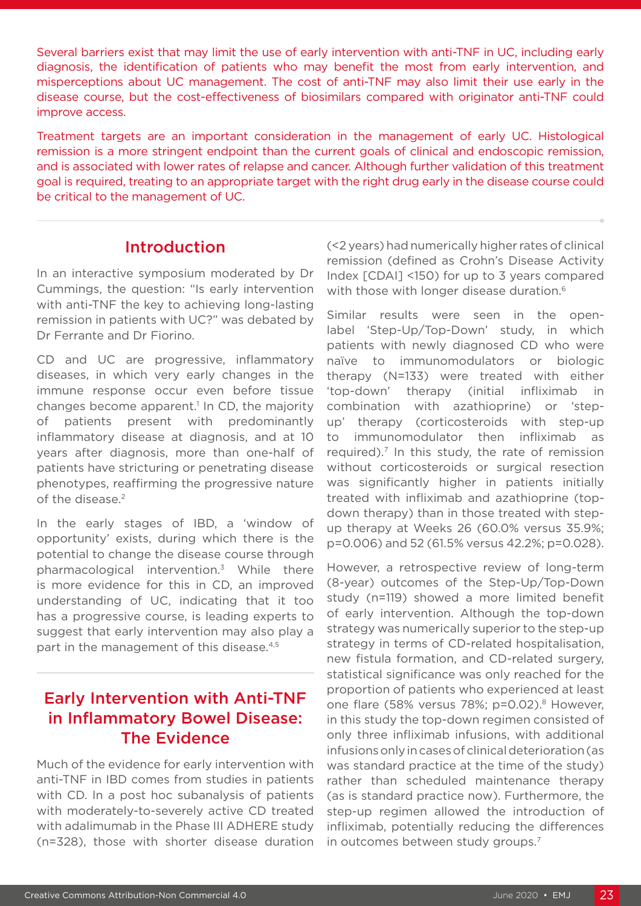Several barriers exist that may limit the use of early intervention with anti-TNF in UC, including early diagnosis, the identification of patients who may benefit the most from early intervention, and misperceptions about UC management. The cost of anti-TNF may also limit their use early in the disease course, but the cost-effectiveness of biosimilars compared with originator anti-TNF could improve access.

Treatment targets are an important consideration in the management of early UC. Histological remission is a more stringent endpoint than the current goals of clinical and endoscopic remission, and is associated with lower rates of relapse and cancer. Although further validation of this treatment goal is required, treating to an appropriate target with the right drug early in the disease course could be critical to the management of UC.

## Introduction

In an interactive symposium moderated by Dr Cummings, the question: "Is early intervention with anti-TNF the key to achieving long-lasting remission in patients with UC?" was debated by Dr Ferrante and Dr Fiorino.

CD and UC are progressive, inflammatory diseases, in which very early changes in the immune response occur even before tissue changes become apparent.[1] In CD, the majority of patients present with predominantly inflammatory disease at diagnosis, and at 10 years after diagnosis, more than one-half of patients have stricturing or penetrating disease phenotypes, reaffirming the progressive nature of the disease.[2]

In the early stages of IBD, a 'window of opportunity' exists, during which there is the potential to change the disease course through pharmacological intervention.[3] While there is more evidence for this in CD, an improved understanding of UC, indicating that it too has a progressive course, is leading experts to suggest that early intervention may also play a part in the management of this disease.[4,5]

## Early Intervention with Anti-TNF in Inflammatory Bowel Disease: The Evidence

Much of the evidence for early intervention with anti-TNF in IBD comes from studies in patients with CD. In a post hoc subanalysis of patients with moderately-to-severely active CD treated with adalimumab in the Phase III ADHERE study (n=328), those with shorter disease duration (<2 years) had numerically higher rates of clinical remission (defined as Crohn's Disease Activity Index [CDAI] <150) for up to 3 years compared with those with longer disease duration.[6]

Similar results were seen in the open-label 'Step-Up/Top-Down' study, in which patients with newly diagnosed CD who were naïve to immunomodulators or biologic therapy (N=133) were treated with either 'top-down' therapy (initial infliximab in combination with azathioprine) or 'step-up' therapy (corticosteroids with step-up to immunomodulator then infliximab as required).[7] In this study, the rate of remission without corticosteroids or surgical resection was significantly higher in patients initially treated with infliximab and azathioprine (top-down therapy) than in those treated with step-up therapy at Weeks 26 (60.0% versus 35.9%; $p=0.006$) and 52 (61.5% versus 42.2%; $p=0.028$).

However, a retrospective review of long-term (8-year) outcomes of the Step-Up/Top-Down study (n=119) showed a more limited benefit of early intervention. Although the top-down strategy was numerically superior to the step-up strategy in terms of CD-related hospitalisation, new fistula formation, and CD-related surgery, statistical significance was only reached for the proportion of patients who experienced at least one flare (58% versus 78%; $p=0.02$).[8] However, in this study the top-down regimen consisted of only three infliximab infusions, with additional infusions only in cases of clinical deterioration (as was standard practice at the time of the study) rather than scheduled maintenance therapy (as is standard practice now). Furthermore, the step-up regimen allowed the introduction of infliximab, potentially reducing the differences in outcomes between study groups.[7]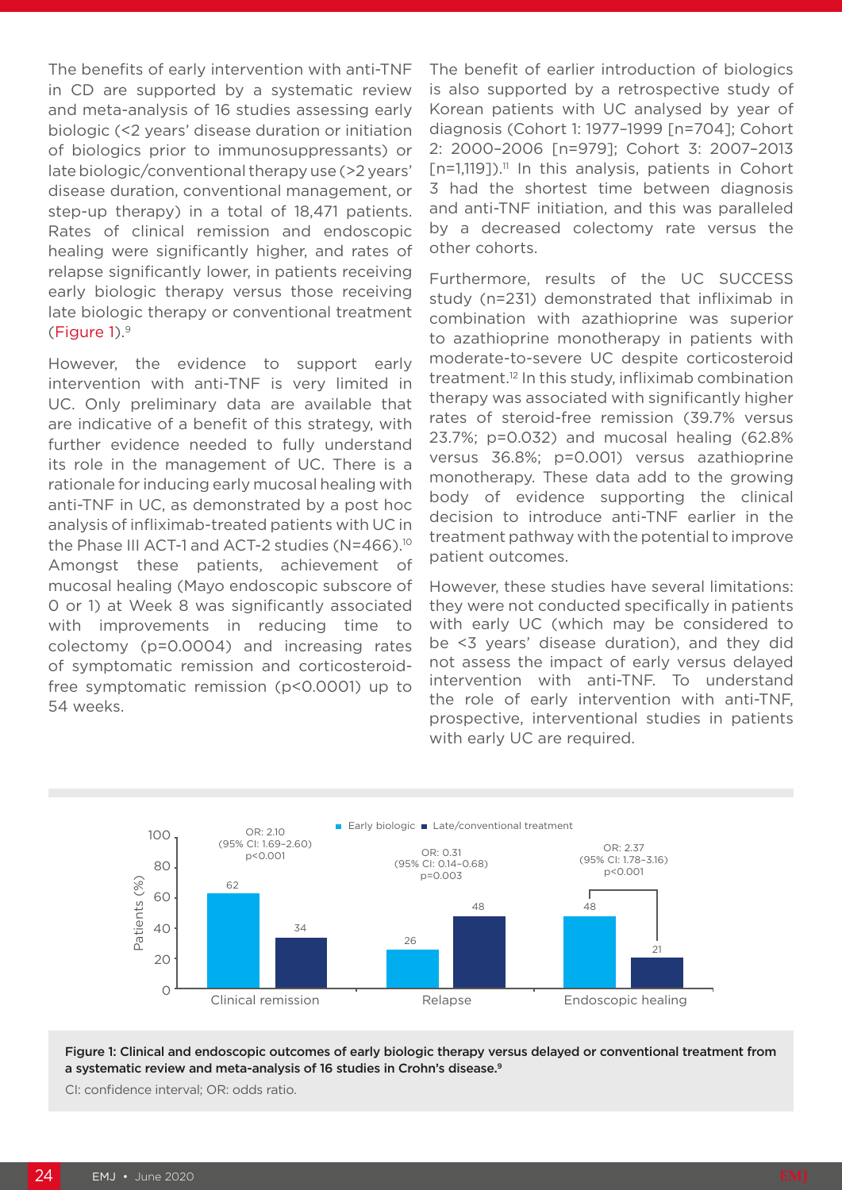The benefits of early intervention with anti-TNF in CD are supported by a systematic review and meta-analysis of 16 studies assessing early biologic (<2 years' disease duration or initiation of biologics prior to immunosuppressants) or late biologic/conventional therapy use (>2 years' disease duration, conventional management, or step-up therapy) in a total of 18,471 patients. Rates of clinical remission and endoscopic healing were significantly higher, and rates of relapse significantly lower, in patients receiving early biologic therapy versus those receiving late biologic therapy or conventional treatment (Figure 1).[9]

However, the evidence to support early intervention with anti-TNF is very limited in UC. Only preliminary data are available that are indicative of a benefit of this strategy, with further evidence needed to fully understand its role in the management of UC. There is a rationale for inducing early mucosal healing with anti-TNF in UC, as demonstrated by a post hoc analysis of infliximab-treated patients with UC in the Phase III ACT-1 and ACT-2 studies (N=466).[10] Amongst these patients, achievement of mucosal healing (Mayo endoscopic subscore of 0 or 1) at Week 8 was significantly associated with improvements in reducing time to colectomy (p=0.0004) and increasing rates of symptomatic remission and corticosteroid-free symptomatic remission (p<0.0001) up to 54 weeks.

The benefit of earlier introduction of biologics is also supported by a retrospective study of Korean patients with UC analysed by year of diagnosis (Cohort 1: 1977–1999 [n=704]; Cohort 2: 2000–2006 [n=979]; Cohort 3: 2007–2013 [n=1,119]).[11] In this analysis, patients in Cohort 3 had the shortest time between diagnosis and anti-TNF initiation, and this was paralleled by a decreased colectomy rate versus the other cohorts.

Furthermore, results of the UC SUCCESS study (n=231) demonstrated that infliximab in combination with azathioprine was superior to azathioprine monotherapy in patients with moderate-to-severe UC despite corticosteroid treatment.[12] In this study, infliximab combination therapy was associated with significantly higher rates of steroid-free remission (39.7% versus 23.7%; p=0.032) and mucosal healing (62.8% versus 36.8%; p=0.001) versus azathioprine monotherapy. These data add to the growing body of evidence supporting the clinical decision to introduce anti-TNF earlier in the treatment pathway with the potential to improve patient outcomes.

However, these studies have several limitations: they were not conducted specifically in patients with early UC (which may be considered to be <3 years' disease duration), and they did not assess the impact of early versus delayed intervention with anti-TNF. To understand the role of early intervention with anti-TNF, prospective, interventional studies in patients with early UC are required.

| Outcome | Early biologic (%) | Late/conventional treatment (%) | OR (95% CI), p |
|---|---|---|---|
| Clinical remission | 62 | 34 | OR: 2.10 (95% CI: 1.69–2.60) p<0.001 |
| Relapse | 26 | 48 | OR: 0.31 (95% CI: 0.14–0.68) p=0.003 |
| Endoscopic healing | 48 | 21 | OR: 2.37 (95% CI: 1.78–3.16) p<0.001 |

**Figure 1: Clinical and endoscopic outcomes of early biologic therapy versus delayed or conventional treatment from a systematic review and meta-analysis of 16 studies in Crohn's disease.[9]**

CI: confidence interval; OR: odds ratio.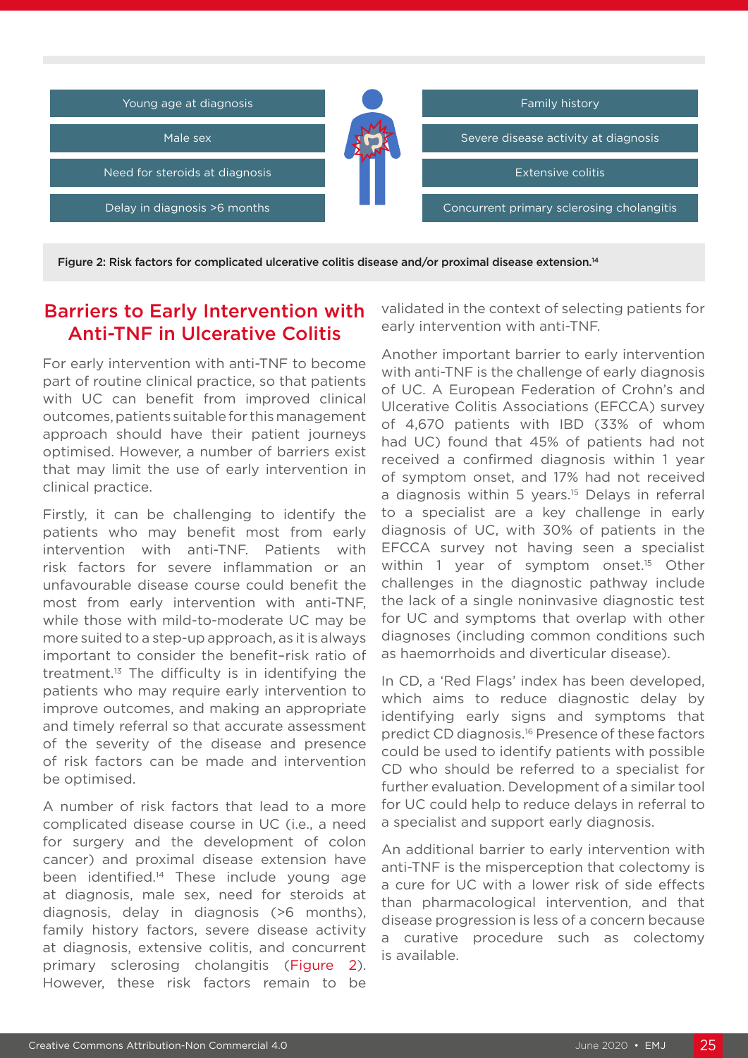Young age at diagnosis

Male sex

Need for steroids at diagnosis

Delay in diagnosis >6 months

Family history

Severe disease activity at diagnosis

Extensive colitis

Concurrent primary sclerosing cholangitis

**Figure 2: Risk factors for complicated ulcerative colitis disease and/or proximal disease extension.[14]**

## Barriers to Early Intervention with Anti-TNF in Ulcerative Colitis

For early intervention with anti-TNF to become part of routine clinical practice, so that patients with UC can benefit from improved clinical outcomes, patients suitable for this management approach should have their patient journeys optimised. However, a number of barriers exist that may limit the use of early intervention in clinical practice.

Firstly, it can be challenging to identify the patients who may benefit most from early intervention with anti-TNF. Patients with risk factors for severe inflammation or an unfavourable disease course could benefit the most from early intervention with anti-TNF, while those with mild-to-moderate UC may be more suited to a step-up approach, as it is always important to consider the benefit–risk ratio of treatment.[13] The difficulty is in identifying the patients who may require early intervention to improve outcomes, and making an appropriate and timely referral so that accurate assessment of the severity of the disease and presence of risk factors can be made and intervention be optimised.

A number of risk factors that lead to a more complicated disease course in UC (i.e., a need for surgery and the development of colon cancer) and proximal disease extension have been identified.[14] These include young age at diagnosis, male sex, need for steroids at diagnosis, delay in diagnosis (>6 months), family history factors, severe disease activity at diagnosis, extensive colitis, and concurrent primary sclerosing cholangitis (Figure 2). However, these risk factors remain to be validated in the context of selecting patients for early intervention with anti-TNF.

Another important barrier to early intervention with anti-TNF is the challenge of early diagnosis of UC. A European Federation of Crohn's and Ulcerative Colitis Associations (EFCCA) survey of 4,670 patients with IBD (33% of whom had UC) found that 45% of patients had not received a confirmed diagnosis within 1 year of symptom onset, and 17% had not received a diagnosis within 5 years.[15] Delays in referral to a specialist are a key challenge in early diagnosis of UC, with 30% of patients in the EFCCA survey not having seen a specialist within 1 year of symptom onset.[15] Other challenges in the diagnostic pathway include the lack of a single noninvasive diagnostic test for UC and symptoms that overlap with other diagnoses (including common conditions such as haemorrhoids and diverticular disease).

In CD, a 'Red Flags' index has been developed, which aims to reduce diagnostic delay by identifying early signs and symptoms that predict CD diagnosis.[16] Presence of these factors could be used to identify patients with possible CD who should be referred to a specialist for further evaluation. Development of a similar tool for UC could help to reduce delays in referral to a specialist and support early diagnosis.

An additional barrier to early intervention with anti-TNF is the misperception that colectomy is a cure for UC with a lower risk of side effects than pharmacological intervention, and that disease progression is less of a concern because a curative procedure such as colectomy is available.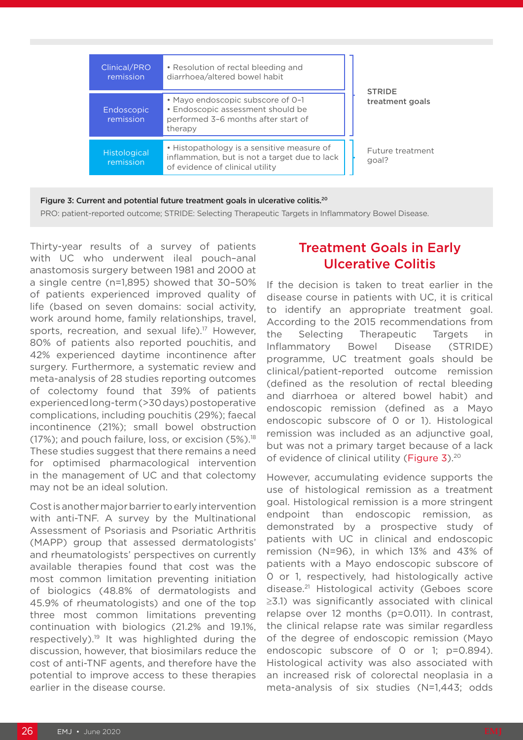| Goal | Description | |
|---|---|---|
| Clinical/PRO remission | • Resolution of rectal bleeding and diarrhoea/altered bowel habit | STRIDE treatment goals |
| Endoscopic remission | • Mayo endoscopic subscore of 0–1<br>• Endoscopic assessment should be performed 3–6 months after start of therapy | STRIDE treatment goals |
| Histological remission | • Histopathology is a sensitive measure of inflammation, but is not a target due to lack of evidence of clinical utility | Future treatment goal? |

**Figure 3: Current and potential future treatment goals in ulcerative colitis.**[20]

PRO: patient-reported outcome; STRIDE: Selecting Therapeutic Targets in Inflammatory Bowel Disease.

Thirty-year results of a survey of patients with UC who underwent ileal pouch–anal anastomosis surgery between 1981 and 2000 at a single centre (n=1,895) showed that 30–50% of patients experienced improved quality of life (based on seven domains: social activity, work around home, family relationships, travel, sports, recreation, and sexual life).[17] However, 80% of patients also reported pouchitis, and 42% experienced daytime incontinence after surgery. Furthermore, a systematic review and meta-analysis of 28 studies reporting outcomes of colectomy found that 39% of patients experienced long-term (>30 days) postoperative complications, including pouchitis (29%); faecal incontinence (21%); small bowel obstruction (17%); and pouch failure, loss, or excision (5%).[18] These studies suggest that there remains a need for optimised pharmacological intervention in the management of UC and that colectomy may not be an ideal solution.

Cost is another major barrier to early intervention with anti-TNF. A survey by the Multinational Assessment of Psoriasis and Psoriatic Arthritis (MAPP) group that assessed dermatologists' and rheumatologists' perspectives on currently available therapies found that cost was the most common limitation preventing initiation of biologics (48.8% of dermatologists and 45.9% of rheumatologists) and one of the top three most common limitations preventing continuation with biologics (21.2% and 19.1%, respectively).[19] It was highlighted during the discussion, however, that biosimilars reduce the cost of anti-TNF agents, and therefore have the potential to improve access to these therapies earlier in the disease course.

## Treatment Goals in Early Ulcerative Colitis

If the decision is taken to treat earlier in the disease course in patients with UC, it is critical to identify an appropriate treatment goal. According to the 2015 recommendations from the Selecting Therapeutic Targets in Inflammatory Bowel Disease (STRIDE) programme, UC treatment goals should be clinical/patient-reported outcome remission (defined as the resolution of rectal bleeding and diarrhoea or altered bowel habit) and endoscopic remission (defined as a Mayo endoscopic subscore of 0 or 1). Histological remission was included as an adjunctive goal, but was not a primary target because of a lack of evidence of clinical utility (Figure 3).[20]

However, accumulating evidence supports the use of histological remission as a treatment goal. Histological remission is a more stringent endpoint than endoscopic remission, as demonstrated by a prospective study of patients with UC in clinical and endoscopic remission (N=96), in which 13% and 43% of patients with a Mayo endoscopic subscore of 0 or 1, respectively, had histologically active disease.[21] Histological activity (Geboes score ≥3.1) was significantly associated with clinical relapse over 12 months (p=0.011). In contrast, the clinical relapse rate was similar regardless of the degree of endoscopic remission (Mayo endoscopic subscore of 0 or 1; p=0.894). Histological activity was also associated with an increased risk of colorectal neoplasia in a meta-analysis of six studies (N=1,443; odds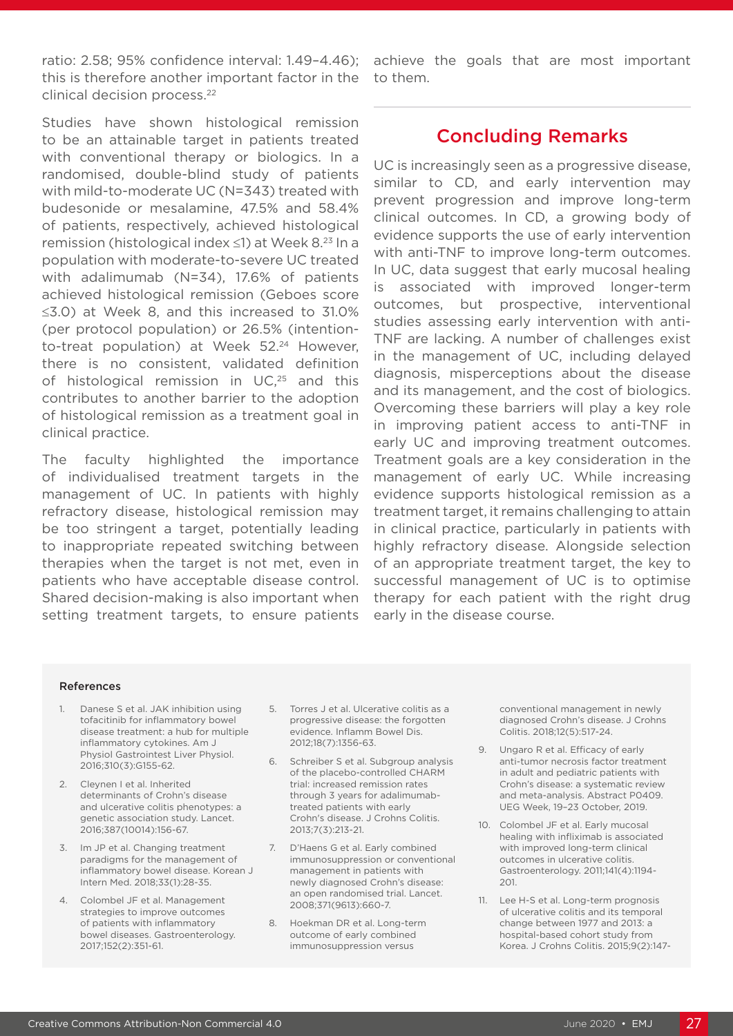ratio: 2.58; 95% confidence interval: 1.49–4.46); this is therefore another important factor in the clinical decision process.[22]

Studies have shown histological remission to be an attainable target in patients treated with conventional therapy or biologics. In a randomised, double-blind study of patients with mild-to-moderate UC (N=343) treated with budesonide or mesalamine, 47.5% and 58.4% of patients, respectively, achieved histological remission (histological index ≤1) at Week 8.[23] In a population with moderate-to-severe UC treated with adalimumab (N=34), 17.6% of patients achieved histological remission (Geboes score ≤3.0) at Week 8, and this increased to 31.0% (per protocol population) or 26.5% (intention-to-treat population) at Week 52.[24] However, there is no consistent, validated definition of histological remission in UC,[25] and this contributes to another barrier to the adoption of histological remission as a treatment goal in clinical practice.

The faculty highlighted the importance of individualised treatment targets in the management of UC. In patients with highly refractory disease, histological remission may be too stringent a target, potentially leading to inappropriate repeated switching between therapies when the target is not met, even in patients who have acceptable disease control. Shared decision-making is also important when setting treatment targets, to ensure patients achieve the goals that are most important to them.

## Concluding Remarks

UC is increasingly seen as a progressive disease, similar to CD, and early intervention may prevent progression and improve long-term clinical outcomes. In CD, a growing body of evidence supports the use of early intervention with anti-TNF to improve long-term outcomes. In UC, data suggest that early mucosal healing is associated with improved longer-term outcomes, but prospective, interventional studies assessing early intervention with anti-TNF are lacking. A number of challenges exist in the management of UC, including delayed diagnosis, misperceptions about the disease and its management, and the cost of biologics. Overcoming these barriers will play a key role in improving patient access to anti-TNF in early UC and improving treatment outcomes. Treatment goals are a key consideration in the management of early UC. While increasing evidence supports histological remission as a treatment target, it remains challenging to attain in clinical practice, particularly in patients with highly refractory disease. Alongside selection of an appropriate treatment target, the key to successful management of UC is to optimise therapy for each patient with the right drug early in the disease course.

### References

1. Danese S et al. JAK inhibition using tofacitinib for inflammatory bowel disease treatment: a hub for multiple inflammatory cytokines. Am J Physiol Gastrointest Liver Physiol. 2016;310(3):G155-62.
2. Cleynen I et al. Inherited determinants of Crohn's disease and ulcerative colitis phenotypes: a genetic association study. Lancet. 2016;387(10014):156-67.
3. Im JP et al. Changing treatment paradigms for the management of inflammatory bowel disease. Korean J Intern Med. 2018;33(1):28-35.
4. Colombel JF et al. Management strategies to improve outcomes of patients with inflammatory bowel diseases. Gastroenterology. 2017;152(2):351-61.
5. Torres J et al. Ulcerative colitis as a progressive disease: the forgotten evidence. Inflamm Bowel Dis. 2012;18(7):1356-63.
6. Schreiber S et al. Subgroup analysis of the placebo-controlled CHARM trial: increased remission rates through 3 years for adalimumab-treated patients with early Crohn's disease. J Crohns Colitis. 2013;7(3):213-21.
7. D'Haens G et al. Early combined immunosuppression or conventional management in patients with newly diagnosed Crohn's disease: an open randomised trial. Lancet. 2008;371(9613):660-7.
8. Hoekman DR et al. Long-term outcome of early combined immunosuppression versus conventional management in newly diagnosed Crohn's disease. J Crohns Colitis. 2018;12(5):517-24.
9. Ungaro R et al. Efficacy of early anti-tumor necrosis factor treatment in adult and pediatric patients with Crohn's disease: a systematic review and meta-analysis. Abstract P0409. UEG Week, 19–23 October, 2019.
10. Colombel JF et al. Early mucosal healing with infliximab is associated with improved long-term clinical outcomes in ulcerative colitis. Gastroenterology. 2011;141(4):1194-201.
11. Lee H-S et al. Long-term prognosis of ulcerative colitis and its temporal change between 1977 and 2013: a hospital-based cohort study from Korea. J Crohns Colitis. 2015;9(2):147-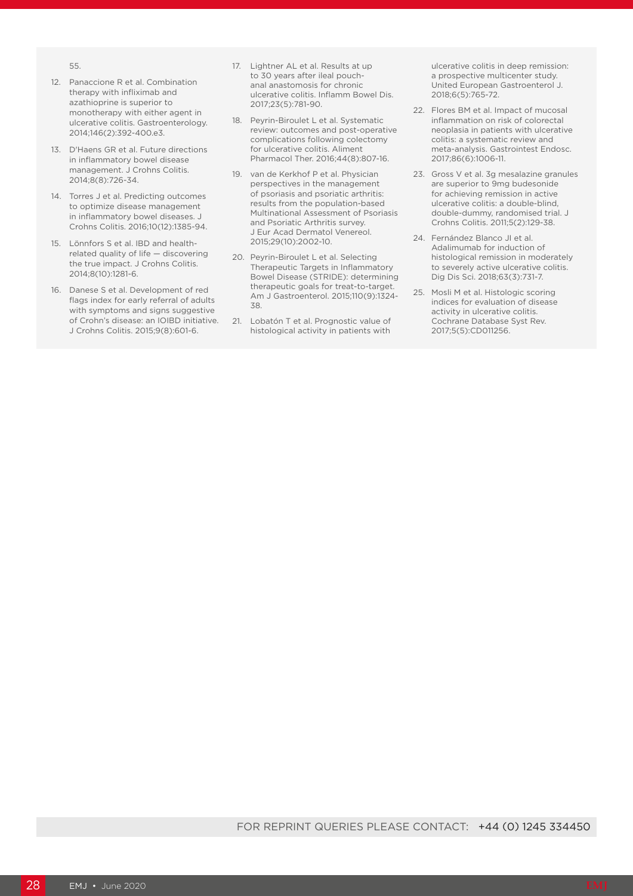55.

12. Panaccione R et al. Combination therapy with infliximab and azathioprine is superior to monotherapy with either agent in ulcerative colitis. Gastroenterology. 2014;146(2):392-400.e3.
13. D'Haens GR et al. Future directions in inflammatory bowel disease management. J Crohns Colitis. 2014;8(8):726-34.
14. Torres J et al. Predicting outcomes to optimize disease management in inflammatory bowel diseases. J Crohns Colitis. 2016;10(12):1385-94.
15. Lönnfors S et al. IBD and health-related quality of life — discovering the true impact. J Crohns Colitis. 2014;8(10):1281-6.
16. Danese S et al. Development of red flags index for early referral of adults with symptoms and signs suggestive of Crohn's disease: an IOIBD initiative. J Crohns Colitis. 2015;9(8):601-6.
17. Lightner AL et al. Results at up to 30 years after ileal pouch-anal anastomosis for chronic ulcerative colitis. Inflamm Bowel Dis. 2017;23(5):781-90.
18. Peyrin-Biroulet L et al. Systematic review: outcomes and post-operative complications following colectomy for ulcerative colitis. Aliment Pharmacol Ther. 2016;44(8):807-16.
19. van de Kerkhof P et al. Physician perspectives in the management of psoriasis and psoriatic arthritis: results from the population-based Multinational Assessment of Psoriasis and Psoriatic Arthritis survey. J Eur Acad Dermatol Venereol. 2015;29(10):2002-10.
20. Peyrin-Biroulet L et al. Selecting Therapeutic Targets in Inflammatory Bowel Disease (STRIDE): determining therapeutic goals for treat-to-target. Am J Gastroenterol. 2015;110(9):1324-38.
21. Lobatón T et al. Prognostic value of histological activity in patients with ulcerative colitis in deep remission: a prospective multicenter study. United European Gastroenterol J. 2018;6(5):765-72.
22. Flores BM et al. Impact of mucosal inflammation on risk of colorectal neoplasia in patients with ulcerative colitis: a systematic review and meta-analysis. Gastrointest Endosc. 2017;86(6):1006-11.
23. Gross V et al. 3g mesalazine granules are superior to 9mg budesonide for achieving remission in active ulcerative colitis: a double-blind, double-dummy, randomised trial. J Crohns Colitis. 2011;5(2):129-38.
24. Fernández Blanco JI et al. Adalimumab for induction of histological remission in moderately to severely active ulcerative colitis. Dig Dis Sci. 2018;63(3):731-7.
25. Mosli M et al. Histologic scoring indices for evaluation of disease activity in ulcerative colitis. Cochrane Database Syst Rev. 2017;5(5):CD011256.

FOR REPRINT QUERIES PLEASE CONTACT: +44 (0) 1245 334450